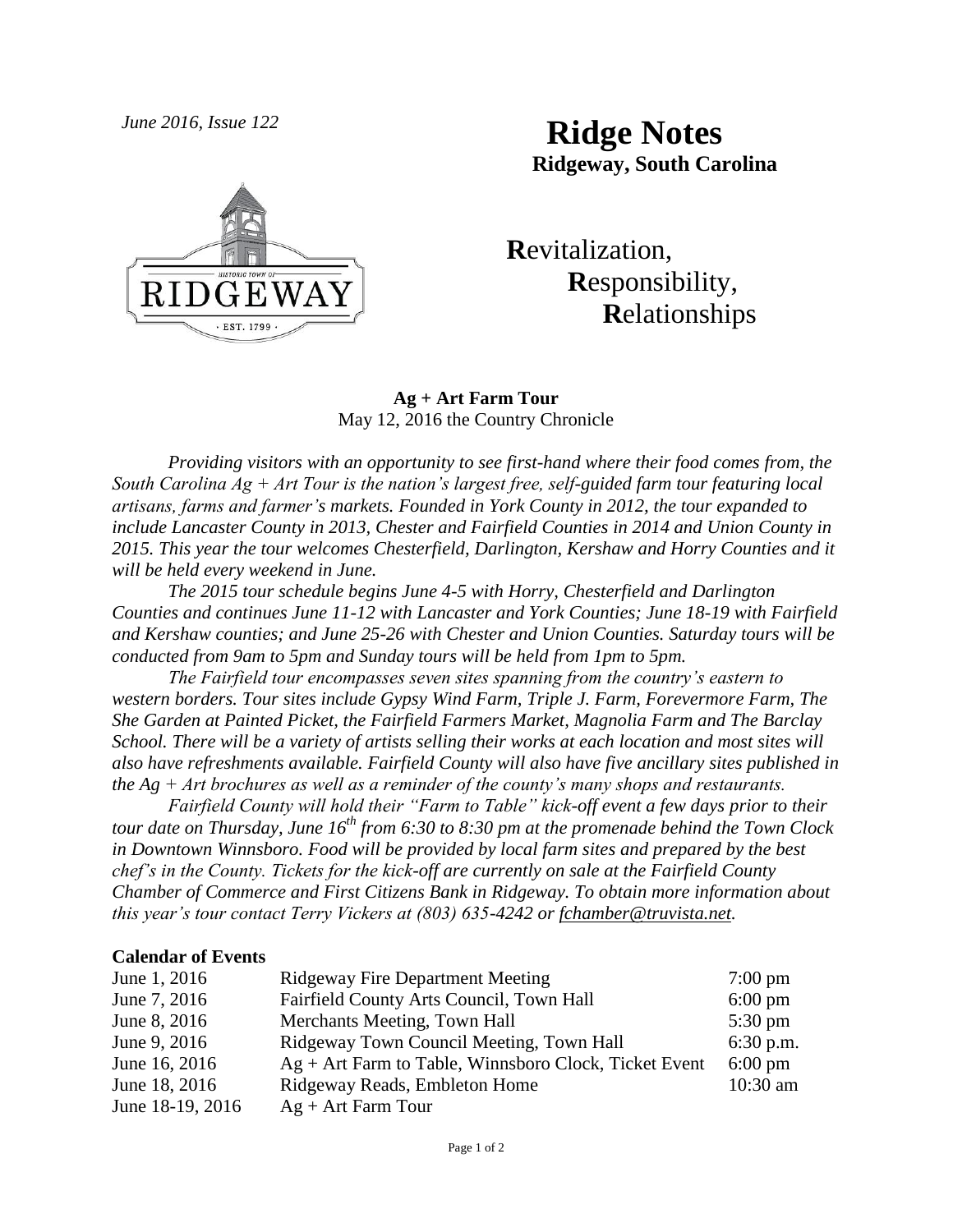*June 2016, Issue 122*

# Ridge Notes

**Ridgeway, South Carolina**

**R**evitalization,
**R**esponsibility,
**R**elationships

### Ag + Art Farm Tour

May 12, 2016 the Country Chronicle

*Providing visitors with an opportunity to see first-hand where their food comes from, the South Carolina Ag + Art Tour is the nation's largest free, self-guided farm tour featuring local artisans, farms and farmer's markets. Founded in York County in 2012, the tour expanded to include Lancaster County in 2013, Chester and Fairfield Counties in 2014 and Union County in 2015. This year the tour welcomes Chesterfield, Darlington, Kershaw and Horry Counties and it will be held every weekend in June.*

*The 2015 tour schedule begins June 4-5 with Horry, Chesterfield and Darlington Counties and continues June 11-12 with Lancaster and York Counties; June 18-19 with Fairfield and Kershaw counties; and June 25-26 with Chester and Union Counties. Saturday tours will be conducted from 9am to 5pm and Sunday tours will be held from 1pm to 5pm.*

*The Fairfield tour encompasses seven sites spanning from the country's eastern to western borders. Tour sites include Gypsy Wind Farm, Triple J. Farm, Forevermore Farm, The She Garden at Painted Picket, the Fairfield Farmers Market, Magnolia Farm and The Barclay School. There will be a variety of artists selling their works at each location and most sites will also have refreshments available. Fairfield County will also have five ancillary sites published in the Ag + Art brochures as well as a reminder of the county's many shops and restaurants.*

*Fairfield County will hold their "Farm to Table" kick-off event a few days prior to their tour date on Thursday, June 16th from 6:30 to 8:30 pm at the promenade behind the Town Clock in Downtown Winnsboro. Food will be provided by local farm sites and prepared by the best chef's in the County. Tickets for the kick-off are currently on sale at the Fairfield County Chamber of Commerce and First Citizens Bank in Ridgeway. To obtain more information about this year's tour contact Terry Vickers at (803) 635-4242 or fchamber@truvista.net.*

**Calendar of Events**

| | | |
|---|---|---|
| June 1, 2016 | Ridgeway Fire Department Meeting | 7:00 pm |
| June 7, 2016 | Fairfield County Arts Council, Town Hall | 6:00 pm |
| June 8, 2016 | Merchants Meeting, Town Hall | 5:30 pm |
| June 9, 2016 | Ridgeway Town Council Meeting, Town Hall | 6:30 p.m. |
| June 16, 2016 | Ag + Art Farm to Table, Winnsboro Clock, Ticket Event | 6:00 pm |
| June 18, 2016 | Ridgeway Reads, Embleton Home | 10:30 am |
| June 18-19, 2016 | Ag + Art Farm Tour | |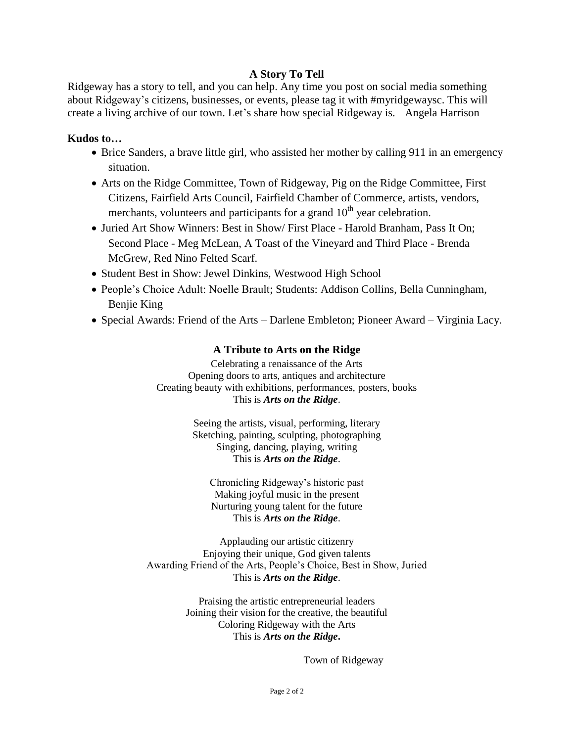## A Story To Tell

Ridgeway has a story to tell, and you can help. Any time you post on social media something about Ridgeway's citizens, businesses, or events, please tag it with #myridgewaysc. This will create a living archive of our town. Let's share how special Ridgeway is. Angela Harrison

**Kudos to…**

- Brice Sanders, a brave little girl, who assisted her mother by calling 911 in an emergency situation.
- Arts on the Ridge Committee, Town of Ridgeway, Pig on the Ridge Committee, First Citizens, Fairfield Arts Council, Fairfield Chamber of Commerce, artists, vendors, merchants, volunteers and participants for a grand 10th year celebration.
- Juried Art Show Winners: Best in Show/ First Place - Harold Branham, Pass It On; Second Place - Meg McLean, A Toast of the Vineyard and Third Place - Brenda McGrew, Red Nino Felted Scarf.
- Student Best in Show: Jewel Dinkins, Westwood High School
- People's Choice Adult: Noelle Brault; Students: Addison Collins, Bella Cunningham, Benjie King
- Special Awards: Friend of the Arts – Darlene Embleton; Pioneer Award – Virginia Lacy.

## A Tribute to Arts on the Ridge

Celebrating a renaissance of the Arts
Opening doors to arts, antiques and architecture
Creating beauty with exhibitions, performances, posters, books
This is ***Arts on the Ridge***.

Seeing the artists, visual, performing, literary
Sketching, painting, sculpting, photographing
Singing, dancing, playing, writing
This is ***Arts on the Ridge***.

Chronicling Ridgeway's historic past
Making joyful music in the present
Nurturing young talent for the future
This is ***Arts on the Ridge***.

Applauding our artistic citizenry
Enjoying their unique, God given talents
Awarding Friend of the Arts, People's Choice, Best in Show, Juried
This is ***Arts on the Ridge***.

Praising the artistic entrepreneurial leaders
Joining their vision for the creative, the beautiful
Coloring Ridgeway with the Arts
This is ***Arts on the Ridge*.**

Town of Ridgeway